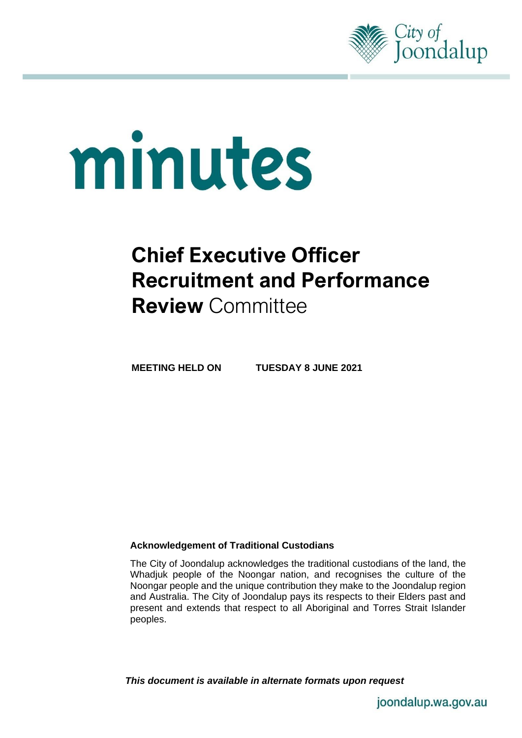City of Joondalup

# minutes

# Chief Executive Officer Recruitment and Performance Review Committee

**MEETING HELD ON TUESDAY 8 JUNE 2021**

**Acknowledgement of Traditional Custodians**

The City of Joondalup acknowledges the traditional custodians of the land, the Whadjuk people of the Noongar nation, and recognises the culture of the Noongar people and the unique contribution they make to the Joondalup region and Australia. The City of Joondalup pays its respects to their Elders past and present and extends that respect to all Aboriginal and Torres Strait Islander peoples.

***This document is available in alternate formats upon request***

joondalup.wa.gov.au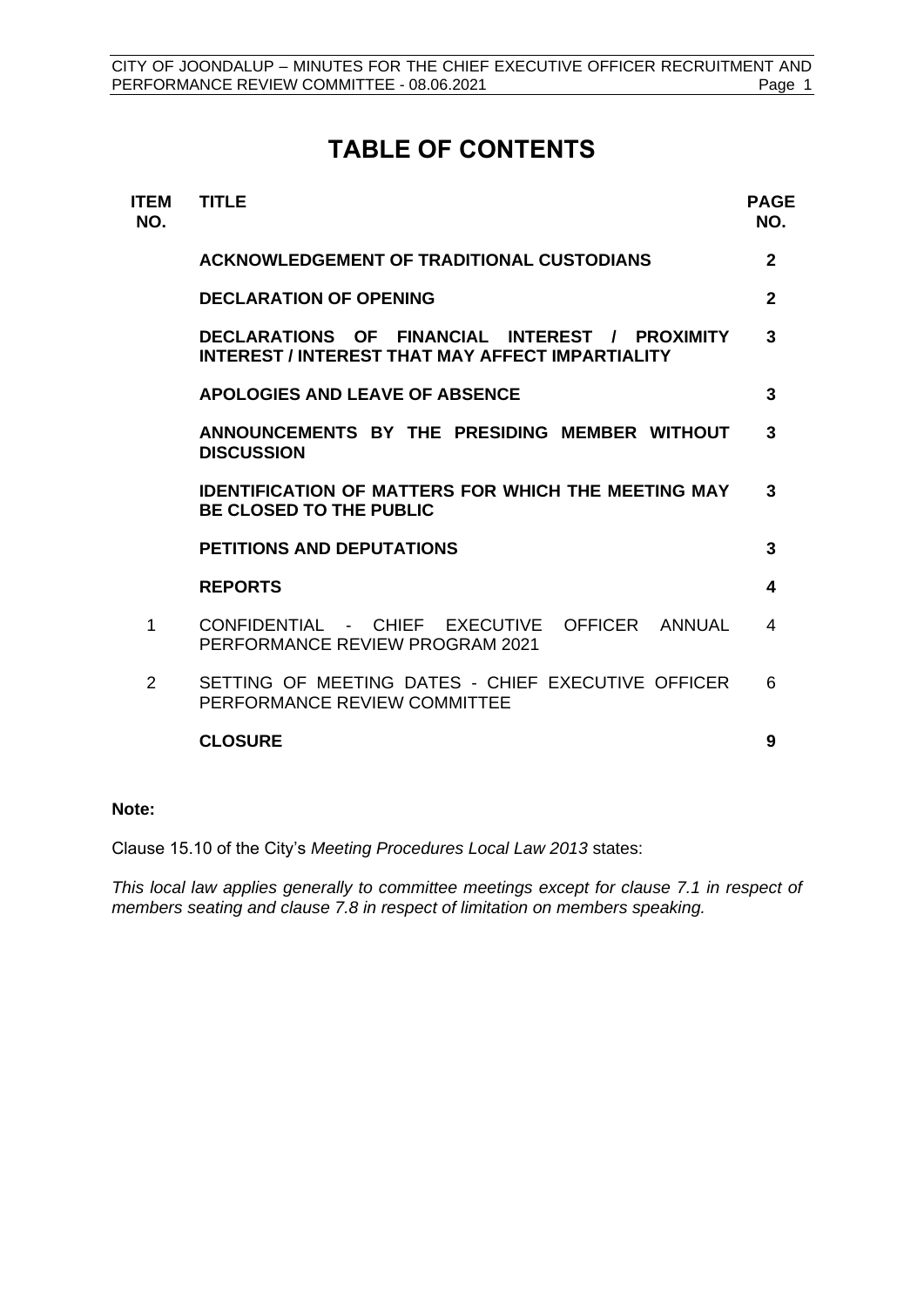# TABLE OF CONTENTS

| ITEM NO. | TITLE | PAGE NO. |
|---|---|---|
| | **ACKNOWLEDGEMENT OF TRADITIONAL CUSTODIANS** | **2** |
| | **DECLARATION OF OPENING** | **2** |
| | **DECLARATIONS OF FINANCIAL INTEREST / PROXIMITY INTEREST / INTEREST THAT MAY AFFECT IMPARTIALITY** | **3** |
| | **APOLOGIES AND LEAVE OF ABSENCE** | **3** |
| | **ANNOUNCEMENTS BY THE PRESIDING MEMBER WITHOUT DISCUSSION** | **3** |
| | **IDENTIFICATION OF MATTERS FOR WHICH THE MEETING MAY BE CLOSED TO THE PUBLIC** | **3** |
| | **PETITIONS AND DEPUTATIONS** | **3** |
| | **REPORTS** | **4** |
| 1 | CONFIDENTIAL - CHIEF EXECUTIVE OFFICER ANNUAL PERFORMANCE REVIEW PROGRAM 2021 | 4 |
| 2 | SETTING OF MEETING DATES - CHIEF EXECUTIVE OFFICER PERFORMANCE REVIEW COMMITTEE | 6 |
| | **CLOSURE** | **9** |

**Note:**

Clause 15.10 of the City's *Meeting Procedures Local Law 2013* states:

*This local law applies generally to committee meetings except for clause 7.1 in respect of members seating and clause 7.8 in respect of limitation on members speaking.*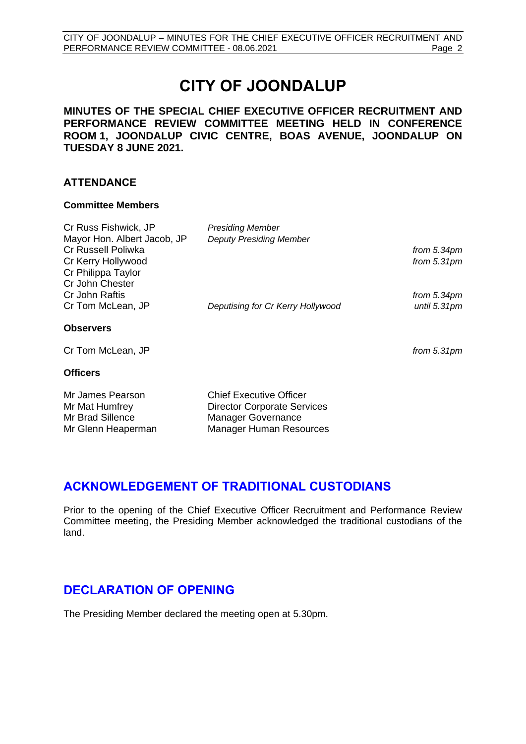# CITY OF JOONDALUP

**MINUTES OF THE SPECIAL CHIEF EXECUTIVE OFFICER RECRUITMENT AND PERFORMANCE REVIEW COMMITTEE MEETING HELD IN CONFERENCE ROOM 1, JOONDALUP CIVIC CENTRE, BOAS AVENUE, JOONDALUP ON TUESDAY 8 JUNE 2021.**

## ATTENDANCE

### Committee Members

| | | |
|---|---|---|
| Cr Russ Fishwick, JP | *Presiding Member* | |
| Mayor Hon. Albert Jacob, JP | *Deputy Presiding Member* | |
| Cr Russell Poliwka | | *from 5.34pm* |
| Cr Kerry Hollywood | | *from 5.31pm* |
| Cr Philippa Taylor | | |
| Cr John Chester | | |
| Cr John Raftis | | *from 5.34pm* |
| Cr Tom McLean, JP | *Deputising for Cr Kerry Hollywood* | *until 5.31pm* |

### Observers

| | |
|---|---|
| Cr Tom McLean, JP | *from 5.31pm* |

### Officers

| | |
|---|---|
| Mr James Pearson | Chief Executive Officer |
| Mr Mat Humfrey | Director Corporate Services |
| Mr Brad Sillence | Manager Governance |
| Mr Glenn Heaperman | Manager Human Resources |

## ACKNOWLEDGEMENT OF TRADITIONAL CUSTODIANS

Prior to the opening of the Chief Executive Officer Recruitment and Performance Review Committee meeting, the Presiding Member acknowledged the traditional custodians of the land.

## DECLARATION OF OPENING

The Presiding Member declared the meeting open at 5.30pm.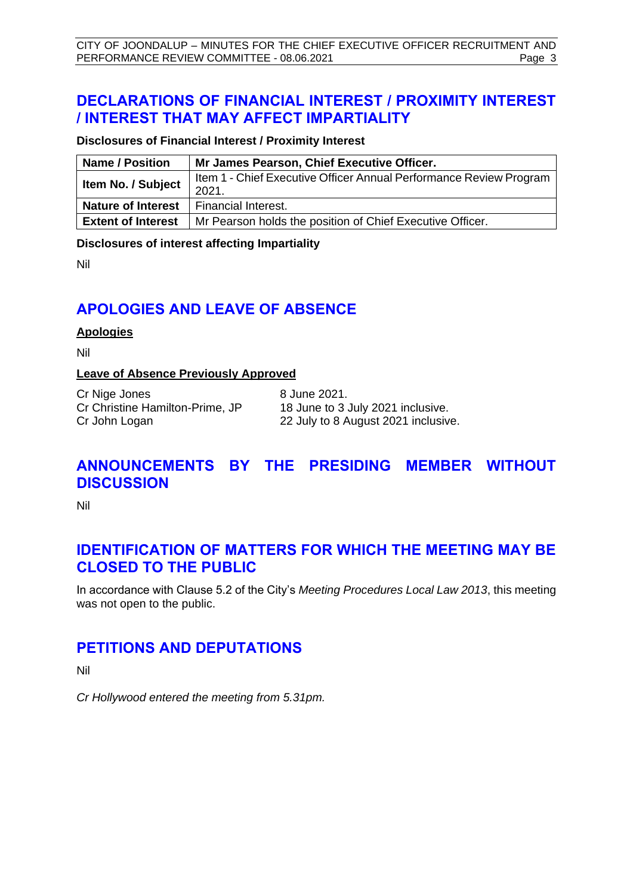## DECLARATIONS OF FINANCIAL INTEREST / PROXIMITY INTEREST / INTEREST THAT MAY AFFECT IMPARTIALITY

**Disclosures of Financial Interest / Proximity Interest**

| **Name / Position** | **Mr James Pearson, Chief Executive Officer.** |
|---|---|
| **Item No. / Subject** | Item 1 - Chief Executive Officer Annual Performance Review Program 2021. |
| **Nature of Interest** | Financial Interest. |
| **Extent of Interest** | Mr Pearson holds the position of Chief Executive Officer. |

**Disclosures of interest affecting Impartiality**

Nil

## APOLOGIES AND LEAVE OF ABSENCE

**Apologies**

Nil

**Leave of Absence Previously Approved**

| | |
|---|---|
| Cr Nige Jones | 8 June 2021. |
| Cr Christine Hamilton-Prime, JP | 18 June to 3 July 2021 inclusive. |
| Cr John Logan | 22 July to 8 August 2021 inclusive. |

## ANNOUNCEMENTS BY THE PRESIDING MEMBER WITHOUT DISCUSSION

Nil

## IDENTIFICATION OF MATTERS FOR WHICH THE MEETING MAY BE CLOSED TO THE PUBLIC

In accordance with Clause 5.2 of the City's *Meeting Procedures Local Law 2013*, this meeting was not open to the public.

## PETITIONS AND DEPUTATIONS

Nil

*Cr Hollywood entered the meeting from 5.31pm.*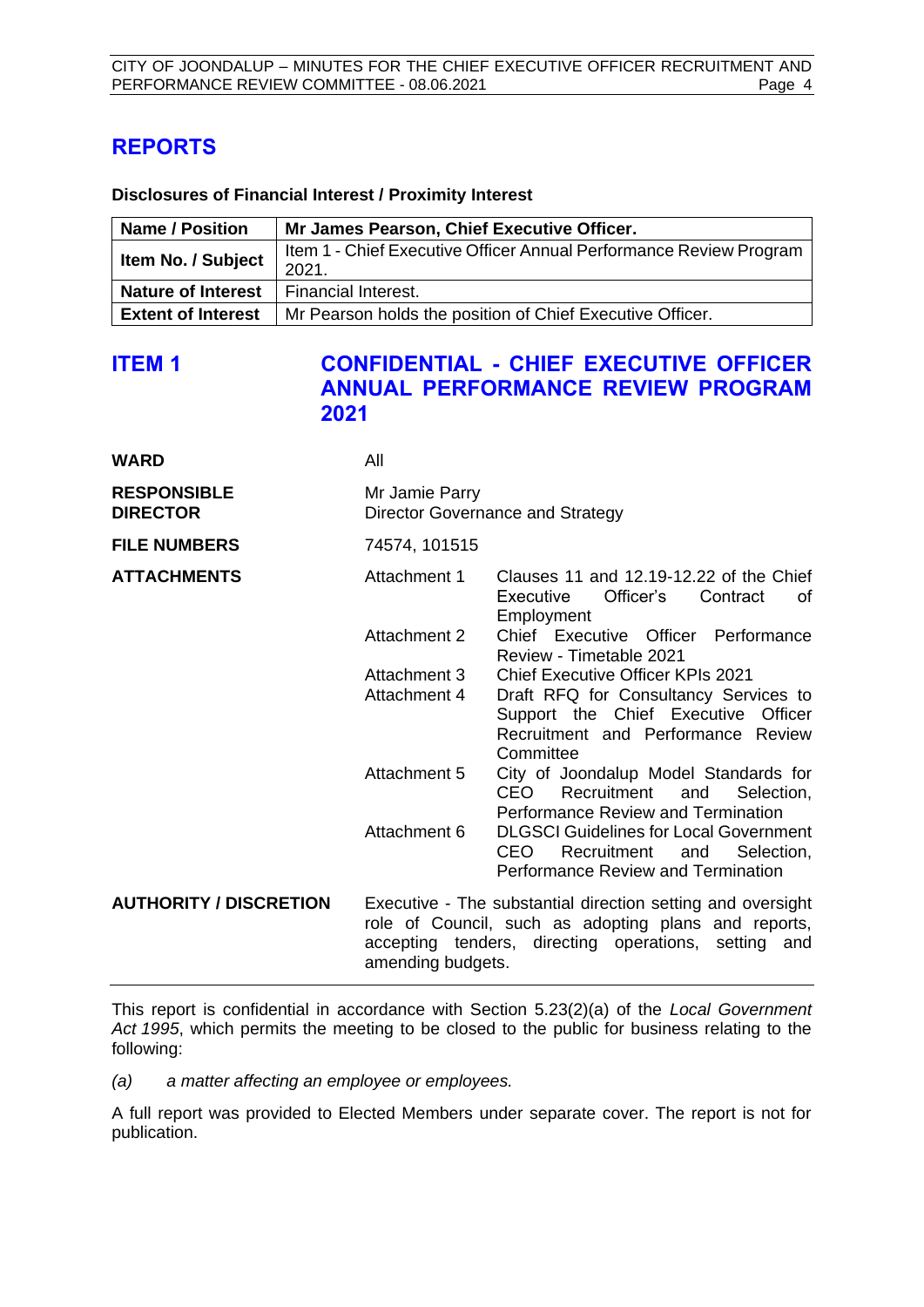# REPORTS

**Disclosures of Financial Interest / Proximity Interest**

| **Name / Position** | **Mr James Pearson, Chief Executive Officer.** |
|---|---|
| **Item No. / Subject** | Item 1 - Chief Executive Officer Annual Performance Review Program 2021. |
| **Nature of Interest** | Financial Interest. |
| **Extent of Interest** | Mr Pearson holds the position of Chief Executive Officer. |

## ITEM 1 CONFIDENTIAL - CHIEF EXECUTIVE OFFICER ANNUAL PERFORMANCE REVIEW PROGRAM 2021

| | |
|---|---|
| **WARD** | All |
| **RESPONSIBLE DIRECTOR** | Mr Jamie Parry<br>Director Governance and Strategy |
| **FILE NUMBERS** | 74574, 101515 |
| **ATTACHMENTS** | Attachment 1 Clauses 11 and 12.19-12.22 of the Chief Executive Officer's Contract of Employment<br>Attachment 2 Chief Executive Officer Performance Review - Timetable 2021<br>Attachment 3 Chief Executive Officer KPIs 2021<br>Attachment 4 Draft RFQ for Consultancy Services to Support the Chief Executive Officer Recruitment and Performance Review Committee<br>Attachment 5 City of Joondalup Model Standards for CEO Recruitment and Selection, Performance Review and Termination<br>Attachment 6 DLGSCI Guidelines for Local Government CEO Recruitment and Selection, Performance Review and Termination |
| **AUTHORITY / DISCRETION** | Executive - The substantial direction setting and oversight role of Council, such as adopting plans and reports, accepting tenders, directing operations, setting and amending budgets. |

This report is confidential in accordance with Section 5.23(2)(a) of the *Local Government Act 1995*, which permits the meeting to be closed to the public for business relating to the following:

*(a) a matter affecting an employee or employees.*

A full report was provided to Elected Members under separate cover. The report is not for publication.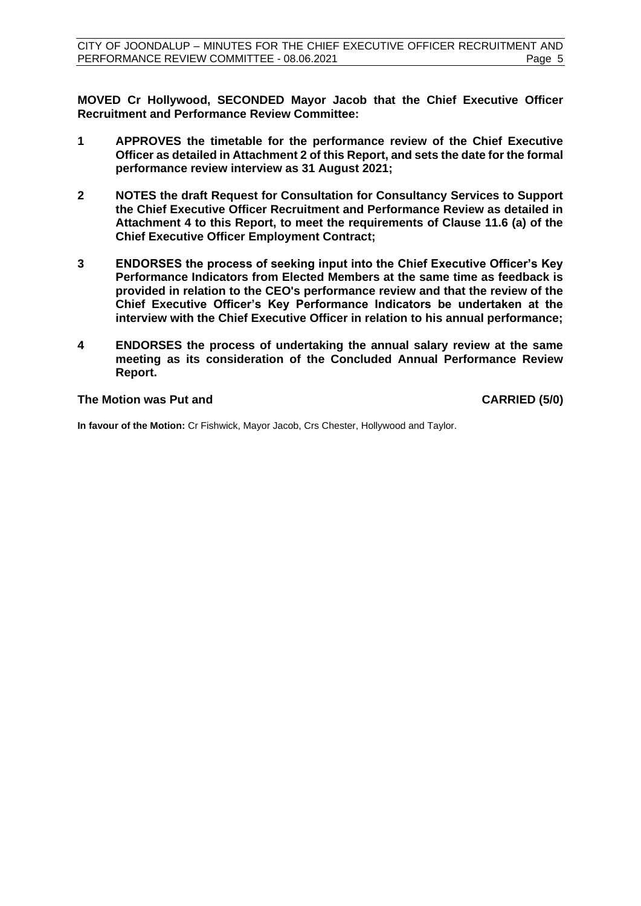**MOVED Cr Hollywood, SECONDED Mayor Jacob that the Chief Executive Officer Recruitment and Performance Review Committee:**

1. **APPROVES the timetable for the performance review of the Chief Executive Officer as detailed in Attachment 2 of this Report, and sets the date for the formal performance review interview as 31 August 2021;**

2. **NOTES the draft Request for Consultation for Consultancy Services to Support the Chief Executive Officer Recruitment and Performance Review as detailed in Attachment 4 to this Report, to meet the requirements of Clause 11.6 (a) of the Chief Executive Officer Employment Contract;**

3. **ENDORSES the process of seeking input into the Chief Executive Officer's Key Performance Indicators from Elected Members at the same time as feedback is provided in relation to the CEO's performance review and that the review of the Chief Executive Officer's Key Performance Indicators be undertaken at the interview with the Chief Executive Officer in relation to his annual performance;**

4. **ENDORSES the process of undertaking the annual salary review at the same meeting as its consideration of the Concluded Annual Performance Review Report.**

**The Motion was Put and CARRIED (5/0)**

**In favour of the Motion:** Cr Fishwick, Mayor Jacob, Crs Chester, Hollywood and Taylor.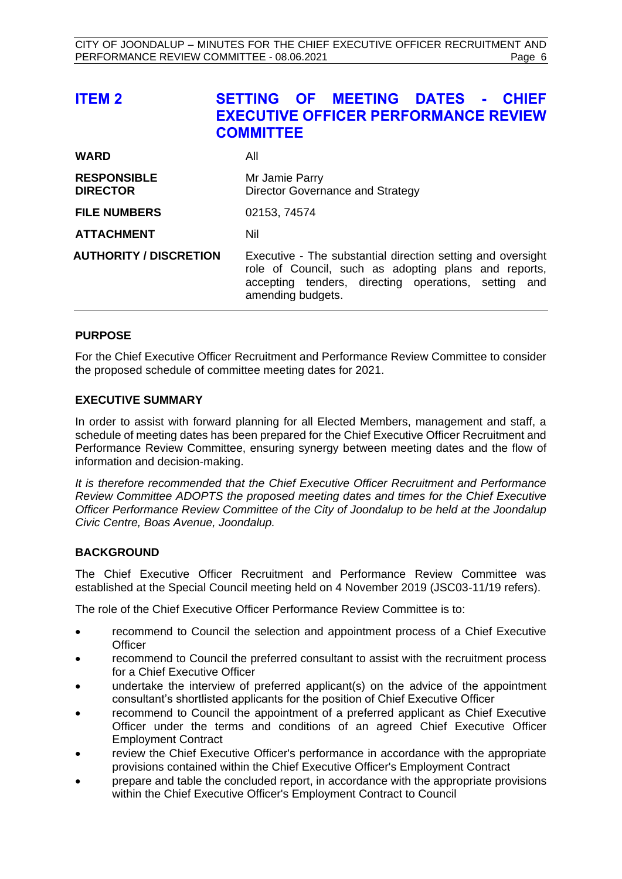# ITEM 2 SETTING OF MEETING DATES - CHIEF EXECUTIVE OFFICER PERFORMANCE REVIEW COMMITTEE

| | |
|---|---|
| **WARD** | All |
| **RESPONSIBLE DIRECTOR** | Mr Jamie Parry<br>Director Governance and Strategy |
| **FILE NUMBERS** | 02153, 74574 |
| **ATTACHMENT** | Nil |
| **AUTHORITY / DISCRETION** | Executive - The substantial direction setting and oversight role of Council, such as adopting plans and reports, accepting tenders, directing operations, setting and amending budgets. |

## PURPOSE

For the Chief Executive Officer Recruitment and Performance Review Committee to consider the proposed schedule of committee meeting dates for 2021.

## EXECUTIVE SUMMARY

In order to assist with forward planning for all Elected Members, management and staff, a schedule of meeting dates has been prepared for the Chief Executive Officer Recruitment and Performance Review Committee, ensuring synergy between meeting dates and the flow of information and decision-making.

*It is therefore recommended that the Chief Executive Officer Recruitment and Performance Review Committee ADOPTS the proposed meeting dates and times for the Chief Executive Officer Performance Review Committee of the City of Joondalup to be held at the Joondalup Civic Centre, Boas Avenue, Joondalup.*

## BACKGROUND

The Chief Executive Officer Recruitment and Performance Review Committee was established at the Special Council meeting held on 4 November 2019 (JSC03-11/19 refers).

The role of the Chief Executive Officer Performance Review Committee is to:

- recommend to Council the selection and appointment process of a Chief Executive Officer
- recommend to Council the preferred consultant to assist with the recruitment process for a Chief Executive Officer
- undertake the interview of preferred applicant(s) on the advice of the appointment consultant's shortlisted applicants for the position of Chief Executive Officer
- recommend to Council the appointment of a preferred applicant as Chief Executive Officer under the terms and conditions of an agreed Chief Executive Officer Employment Contract
- review the Chief Executive Officer's performance in accordance with the appropriate provisions contained within the Chief Executive Officer's Employment Contract
- prepare and table the concluded report, in accordance with the appropriate provisions within the Chief Executive Officer's Employment Contract to Council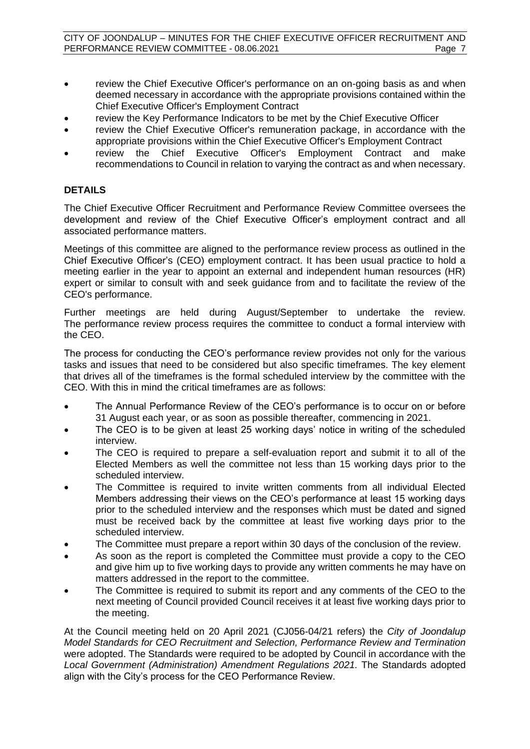- review the Chief Executive Officer's performance on an on-going basis as and when deemed necessary in accordance with the appropriate provisions contained within the Chief Executive Officer's Employment Contract
- review the Key Performance Indicators to be met by the Chief Executive Officer
- review the Chief Executive Officer's remuneration package, in accordance with the appropriate provisions within the Chief Executive Officer's Employment Contract
- review the Chief Executive Officer's Employment Contract and make recommendations to Council in relation to varying the contract as and when necessary.

## DETAILS

The Chief Executive Officer Recruitment and Performance Review Committee oversees the development and review of the Chief Executive Officer's employment contract and all associated performance matters.

Meetings of this committee are aligned to the performance review process as outlined in the Chief Executive Officer's (CEO) employment contract. It has been usual practice to hold a meeting earlier in the year to appoint an external and independent human resources (HR) expert or similar to consult with and seek guidance from and to facilitate the review of the CEO's performance.

Further meetings are held during August/September to undertake the review. The performance review process requires the committee to conduct a formal interview with the CEO.

The process for conducting the CEO's performance review provides not only for the various tasks and issues that need to be considered but also specific timeframes. The key element that drives all of the timeframes is the formal scheduled interview by the committee with the CEO. With this in mind the critical timeframes are as follows:

- The Annual Performance Review of the CEO's performance is to occur on or before 31 August each year, or as soon as possible thereafter, commencing in 2021.
- The CEO is to be given at least 25 working days' notice in writing of the scheduled interview.
- The CEO is required to prepare a self-evaluation report and submit it to all of the Elected Members as well the committee not less than 15 working days prior to the scheduled interview.
- The Committee is required to invite written comments from all individual Elected Members addressing their views on the CEO's performance at least 15 working days prior to the scheduled interview and the responses which must be dated and signed must be received back by the committee at least five working days prior to the scheduled interview.
- The Committee must prepare a report within 30 days of the conclusion of the review.
- As soon as the report is completed the Committee must provide a copy to the CEO and give him up to five working days to provide any written comments he may have on matters addressed in the report to the committee.
- The Committee is required to submit its report and any comments of the CEO to the next meeting of Council provided Council receives it at least five working days prior to the meeting.

At the Council meeting held on 20 April 2021 (CJ056-04/21 refers) the *City of Joondalup Model Standards for CEO Recruitment and Selection, Performance Review and Termination* were adopted. The Standards were required to be adopted by Council in accordance with the *Local Government (Administration) Amendment Regulations 2021.* The Standards adopted align with the City's process for the CEO Performance Review.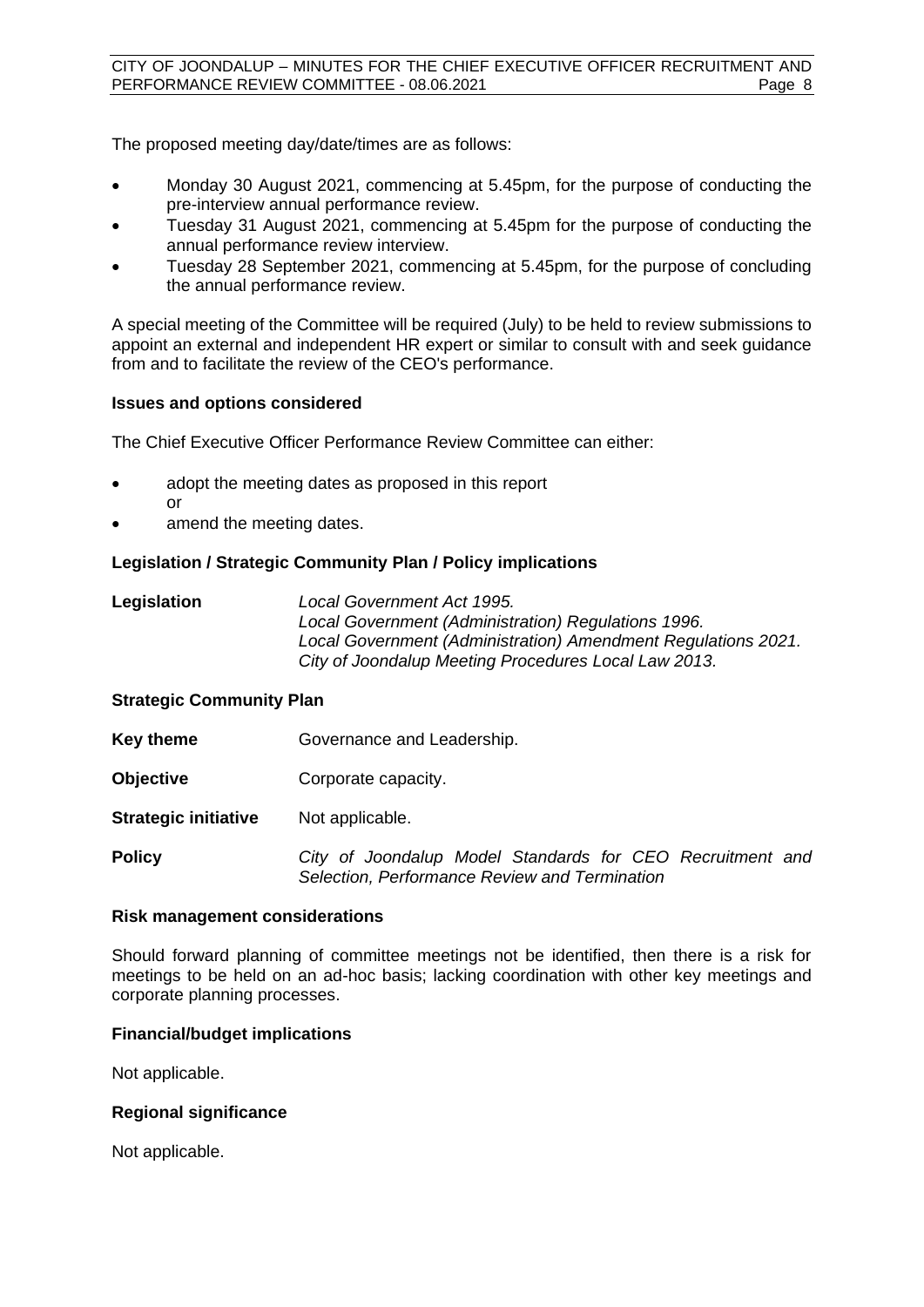The proposed meeting day/date/times are as follows:

- Monday 30 August 2021, commencing at 5.45pm, for the purpose of conducting the pre-interview annual performance review.
- Tuesday 31 August 2021, commencing at 5.45pm for the purpose of conducting the annual performance review interview.
- Tuesday 28 September 2021, commencing at 5.45pm, for the purpose of concluding the annual performance review.

A special meeting of the Committee will be required (July) to be held to review submissions to appoint an external and independent HR expert or similar to consult with and seek guidance from and to facilitate the review of the CEO's performance.

**Issues and options considered**

The Chief Executive Officer Performance Review Committee can either:

- adopt the meeting dates as proposed in this report
  or
- amend the meeting dates.

**Legislation / Strategic Community Plan / Policy implications**

**Legislation** *Local Government Act 1995.*
*Local Government (Administration) Regulations 1996.*
*Local Government (Administration) Amendment Regulations 2021.*
*City of Joondalup Meeting Procedures Local Law 2013.*

**Strategic Community Plan**

**Key theme** Governance and Leadership.

**Objective** Corporate capacity.

**Strategic initiative** Not applicable.

**Policy** *City of Joondalup Model Standards for CEO Recruitment and Selection, Performance Review and Termination*

**Risk management considerations**

Should forward planning of committee meetings not be identified, then there is a risk for meetings to be held on an ad-hoc basis; lacking coordination with other key meetings and corporate planning processes.

**Financial/budget implications**

Not applicable.

**Regional significance**

Not applicable.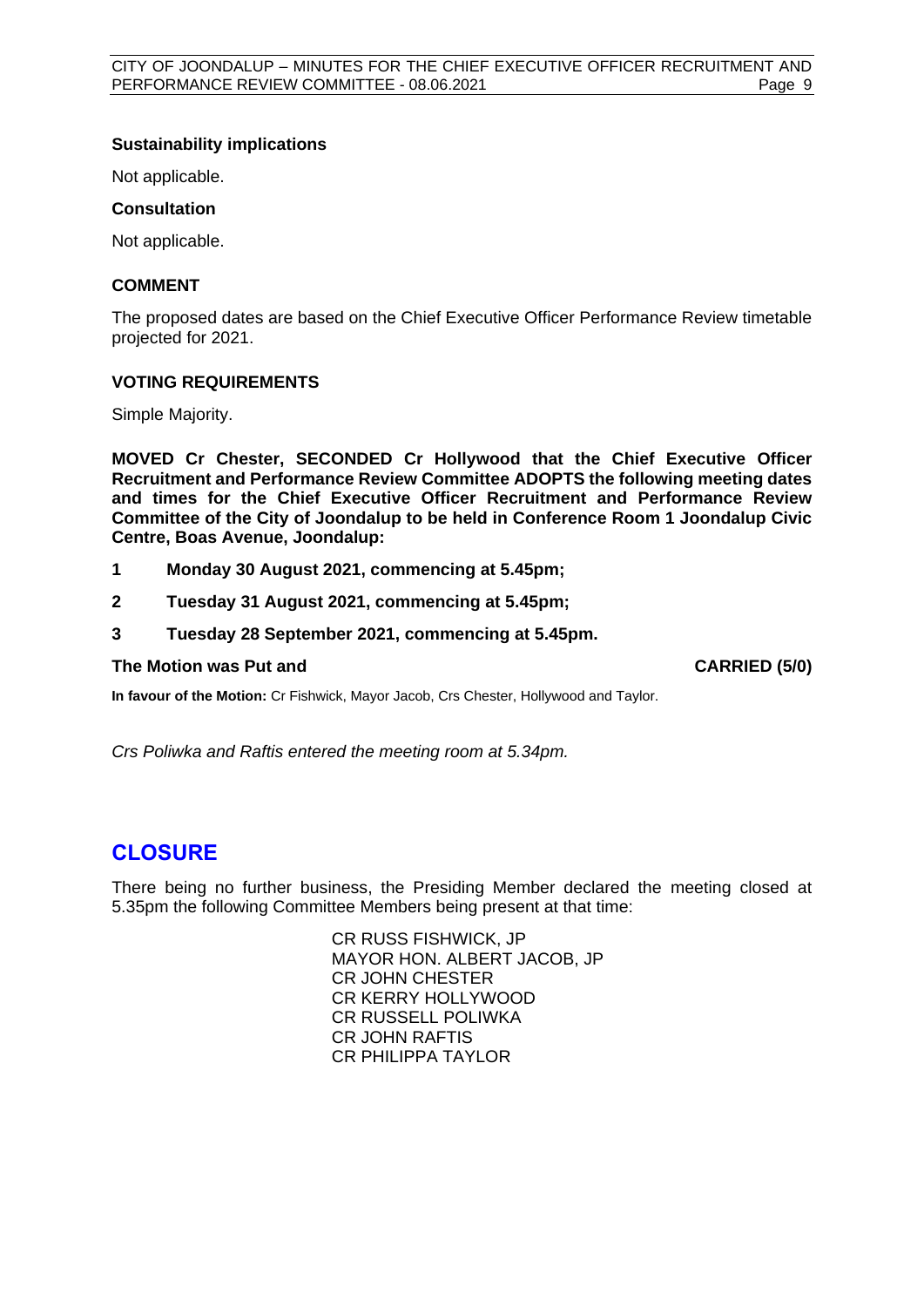**Sustainability implications**

Not applicable.

**Consultation**

Not applicable.

**COMMENT**

The proposed dates are based on the Chief Executive Officer Performance Review timetable projected for 2021.

**VOTING REQUIREMENTS**

Simple Majority.

**MOVED Cr Chester, SECONDED Cr Hollywood that the Chief Executive Officer Recruitment and Performance Review Committee ADOPTS the following meeting dates and times for the Chief Executive Officer Recruitment and Performance Review Committee of the City of Joondalup to be held in Conference Room 1 Joondalup Civic Centre, Boas Avenue, Joondalup:**

**1 Monday 30 August 2021, commencing at 5.45pm;**

**2 Tuesday 31 August 2021, commencing at 5.45pm;**

**3 Tuesday 28 September 2021, commencing at 5.45pm.**

**The Motion was Put and CARRIED (5/0)**

**In favour of the Motion:** Cr Fishwick, Mayor Jacob, Crs Chester, Hollywood and Taylor.

*Crs Poliwka and Raftis entered the meeting room at 5.34pm.*

## CLOSURE

There being no further business, the Presiding Member declared the meeting closed at 5.35pm the following Committee Members being present at that time:

CR RUSS FISHWICK, JP
MAYOR HON. ALBERT JACOB, JP
CR JOHN CHESTER
CR KERRY HOLLYWOOD
CR RUSSELL POLIWKA
CR JOHN RAFTIS
CR PHILIPPA TAYLOR